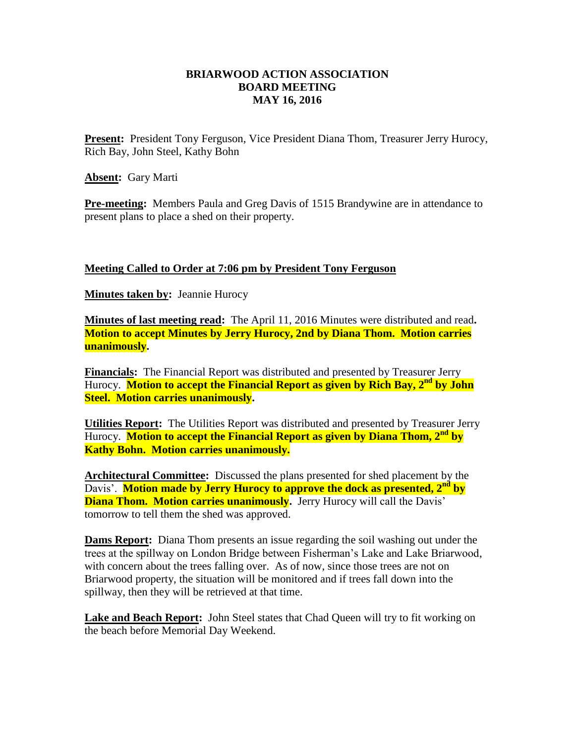**BRIARWOOD ACTION ASSOCIATION**
**BOARD MEETING**
**MAY 16, 2016**

**Present:** President Tony Ferguson, Vice President Diana Thom, Treasurer Jerry Hurocy, Rich Bay, John Steel, Kathy Bohn

**Absent:** Gary Marti

**Pre-meeting:** Members Paula and Greg Davis of 1515 Brandywine are in attendance to present plans to place a shed on their property.

**Meeting Called to Order at 7:06 pm by President Tony Ferguson**

**Minutes taken by:** Jeannie Hurocy

**Minutes of last meeting read:** The April 11, 2016 Minutes were distributed and read. **Motion to accept Minutes by Jerry Hurocy, 2nd by Diana Thom. Motion carries unanimously.**

**Financials:** The Financial Report was distributed and presented by Treasurer Jerry Hurocy. **Motion to accept the Financial Report as given by Rich Bay, 2nd by John Steel. Motion carries unanimously.**

**Utilities Report:** The Utilities Report was distributed and presented by Treasurer Jerry Hurocy. **Motion to accept the Financial Report as given by Diana Thom, 2nd by Kathy Bohn. Motion carries unanimously.**

**Architectural Committee:** Discussed the plans presented for shed placement by the Davis'. **Motion made by Jerry Hurocy to approve the dock as presented, 2nd by Diana Thom. Motion carries unanimously.** Jerry Hurocy will call the Davis' tomorrow to tell them the shed was approved.

**Dams Report:** Diana Thom presents an issue regarding the soil washing out under the trees at the spillway on London Bridge between Fisherman's Lake and Lake Briarwood, with concern about the trees falling over. As of now, since those trees are not on Briarwood property, the situation will be monitored and if trees fall down into the spillway, then they will be retrieved at that time.

**Lake and Beach Report:** John Steel states that Chad Queen will try to fit working on the beach before Memorial Day Weekend.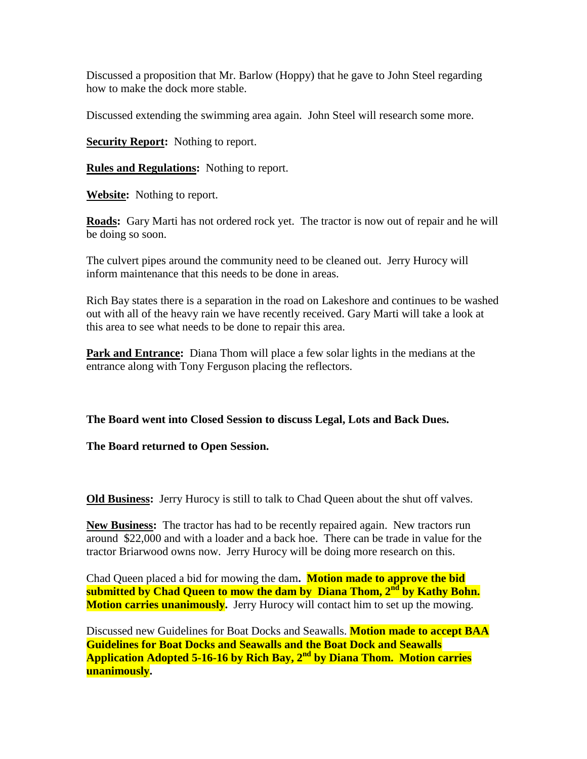Discussed a proposition that Mr. Barlow (Hoppy) that he gave to John Steel regarding how to make the dock more stable.

Discussed extending the swimming area again. John Steel will research some more.

**Security Report:** Nothing to report.

**Rules and Regulations:** Nothing to report.

**Website:** Nothing to report.

**Roads:** Gary Marti has not ordered rock yet. The tractor is now out of repair and he will be doing so soon.

The culvert pipes around the community need to be cleaned out. Jerry Hurocy will inform maintenance that this needs to be done in areas.

Rich Bay states there is a separation in the road on Lakeshore and continues to be washed out with all of the heavy rain we have recently received. Gary Marti will take a look at this area to see what needs to be done to repair this area.

**Park and Entrance:** Diana Thom will place a few solar lights in the medians at the entrance along with Tony Ferguson placing the reflectors.

**The Board went into Closed Session to discuss Legal, Lots and Back Dues.**

**The Board returned to Open Session.**

**Old Business:** Jerry Hurocy is still to talk to Chad Queen about the shut off valves.

**New Business:** The tractor has had to be recently repaired again. New tractors run around $22,000 and with a loader and a back hoe. There can be trade in value for the tractor Briarwood owns now. Jerry Hurocy will be doing more research on this.

Chad Queen placed a bid for mowing the dam. **Motion made to approve the bid submitted by Chad Queen to mow the dam by Diana Thom, 2nd by Kathy Bohn. Motion carries unanimously.** Jerry Hurocy will contact him to set up the mowing.

Discussed new Guidelines for Boat Docks and Seawalls. **Motion made to accept BAA Guidelines for Boat Docks and Seawalls and the Boat Dock and Seawalls Application Adopted 5-16-16 by Rich Bay, 2nd by Diana Thom. Motion carries unanimously.**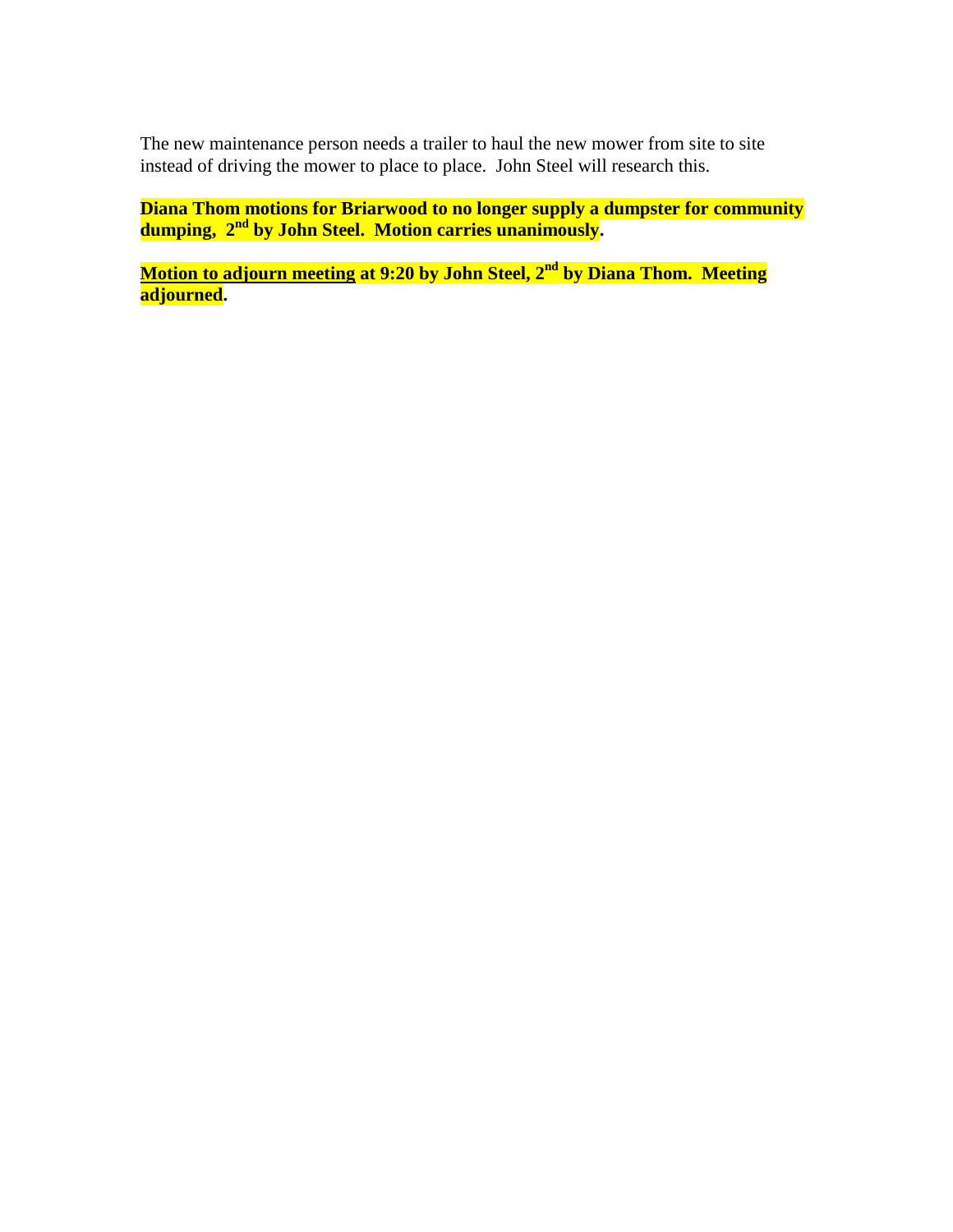The new maintenance person needs a trailer to haul the new mower from site to site instead of driving the mower to place to place.  John Steel will research this.

**Diana Thom motions for Briarwood to no longer supply a dumpster for community dumping,  2nd by John Steel.  Motion carries unanimously.**

**Motion to adjourn meeting at 9:20 by John Steel, 2nd by Diana Thom.  Meeting adjourned.**